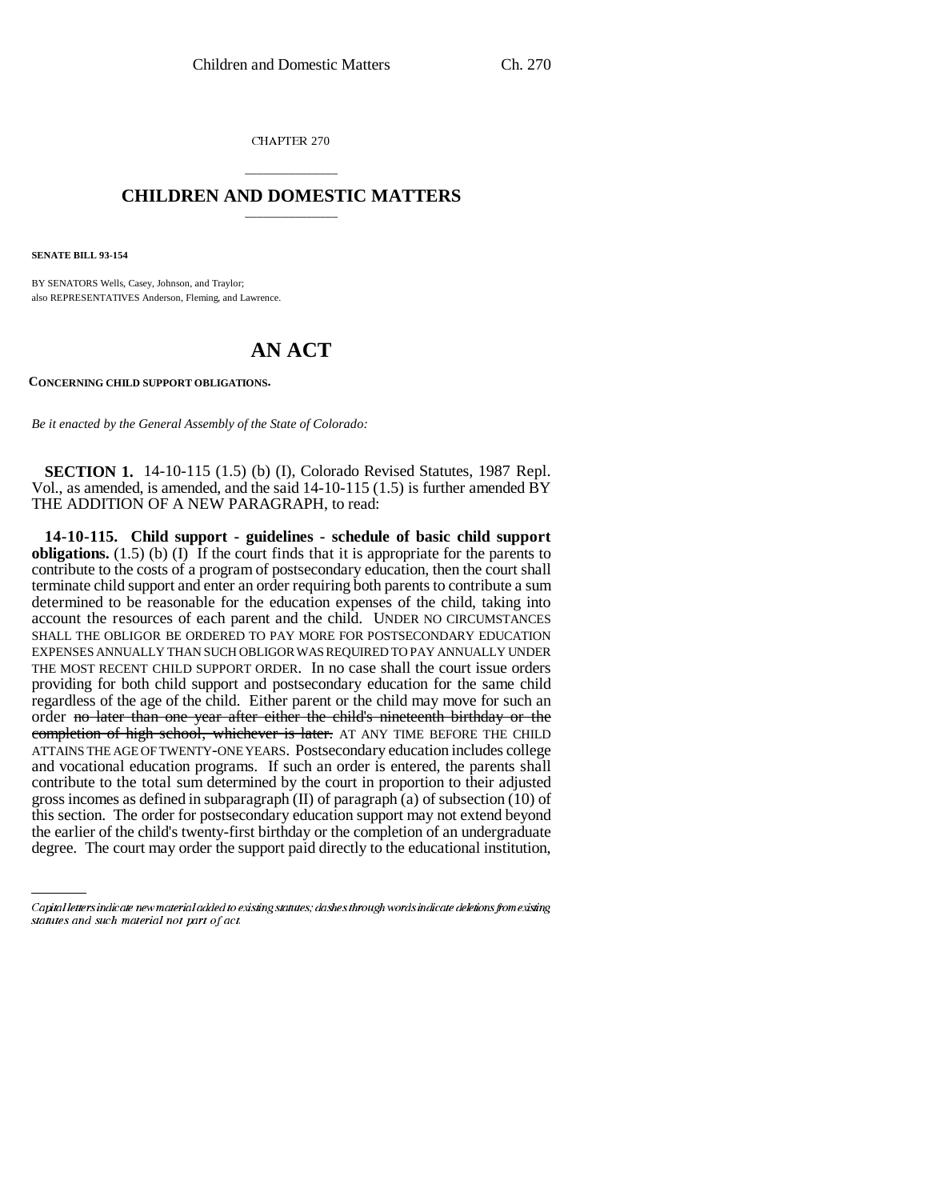CHAPTER 270

# CHILDREN AND DOMESTIC MATTERS

**SENATE BILL 93-154**

BY SENATORS Wells, Casey, Johnson, and Traylor;
also REPRESENTATIVES Anderson, Fleming, and Lawrence.

# AN ACT

**CONCERNING CHILD SUPPORT OBLIGATIONS.**

*Be it enacted by the General Assembly of the State of Colorado:*

**SECTION 1.** 14-10-115 (1.5) (b) (I), Colorado Revised Statutes, 1987 Repl. Vol., as amended, is amended, and the said 14-10-115 (1.5) is further amended BY THE ADDITION OF A NEW PARAGRAPH, to read:

**14-10-115. Child support - guidelines - schedule of basic child support obligations.** (1.5) (b) (I) If the court finds that it is appropriate for the parents to contribute to the costs of a program of postsecondary education, then the court shall terminate child support and enter an order requiring both parents to contribute a sum determined to be reasonable for the education expenses of the child, taking into account the resources of each parent and the child. UNDER NO CIRCUMSTANCES SHALL THE OBLIGOR BE ORDERED TO PAY MORE FOR POSTSECONDARY EDUCATION EXPENSES ANNUALLY THAN SUCH OBLIGOR WAS REQUIRED TO PAY ANNUALLY UNDER THE MOST RECENT CHILD SUPPORT ORDER. In no case shall the court issue orders providing for both child support and postsecondary education for the same child regardless of the age of the child. Either parent or the child may move for such an order ~~no later than one year after either the child's nineteenth birthday or the completion of high school, whichever is later.~~ AT ANY TIME BEFORE THE CHILD ATTAINS THE AGE OF TWENTY-ONE YEARS. Postsecondary education includes college and vocational education programs. If such an order is entered, the parents shall contribute to the total sum determined by the court in proportion to their adjusted gross incomes as defined in subparagraph (II) of paragraph (a) of subsection (10) of this section. The order for postsecondary education support may not extend beyond the earlier of the child's twenty-first birthday or the completion of an undergraduate degree. The court may order the support paid directly to the educational institution,

*Capital letters indicate new material added to existing statutes; dashes through words indicate deletions from existing statutes and such material not part of act.*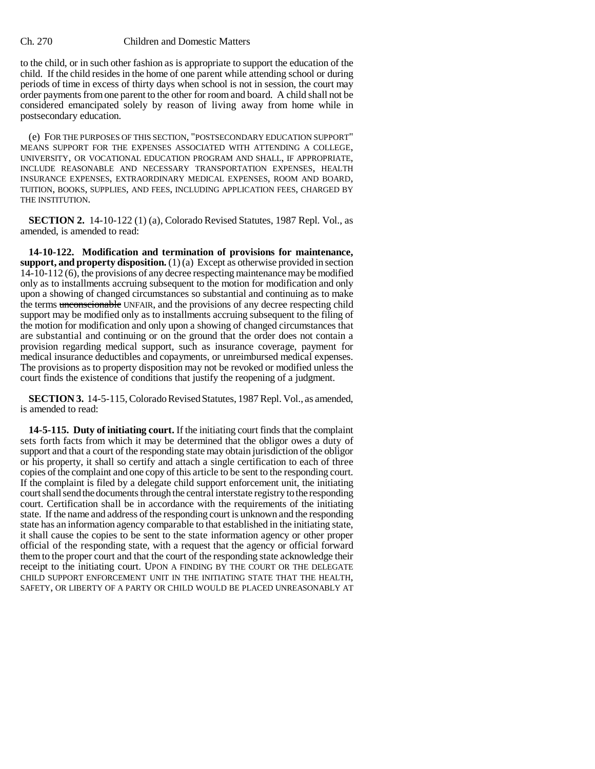to the child, or in such other fashion as is appropriate to support the education of the child. If the child resides in the home of one parent while attending school or during periods of time in excess of thirty days when school is not in session, the court may order payments from one parent to the other for room and board. A child shall not be considered emancipated solely by reason of living away from home while in postsecondary education.

(e) FOR THE PURPOSES OF THIS SECTION, "POSTSECONDARY EDUCATION SUPPORT" MEANS SUPPORT FOR THE EXPENSES ASSOCIATED WITH ATTENDING A COLLEGE, UNIVERSITY, OR VOCATIONAL EDUCATION PROGRAM AND SHALL, IF APPROPRIATE, INCLUDE REASONABLE AND NECESSARY TRANSPORTATION EXPENSES, HEALTH INSURANCE EXPENSES, EXTRAORDINARY MEDICAL EXPENSES, ROOM AND BOARD, TUITION, BOOKS, SUPPLIES, AND FEES, INCLUDING APPLICATION FEES, CHARGED BY THE INSTITUTION.

**SECTION 2.** 14-10-122 (1) (a), Colorado Revised Statutes, 1987 Repl. Vol., as amended, is amended to read:

**14-10-122. Modification and termination of provisions for maintenance, support, and property disposition.** (1) (a) Except as otherwise provided in section 14-10-112 (6), the provisions of any decree respecting maintenance may be modified only as to installments accruing subsequent to the motion for modification and only upon a showing of changed circumstances so substantial and continuing as to make the terms ~~unconscionable~~ UNFAIR, and the provisions of any decree respecting child support may be modified only as to installments accruing subsequent to the filing of the motion for modification and only upon a showing of changed circumstances that are substantial and continuing or on the ground that the order does not contain a provision regarding medical support, such as insurance coverage, payment for medical insurance deductibles and copayments, or unreimbursed medical expenses. The provisions as to property disposition may not be revoked or modified unless the court finds the existence of conditions that justify the reopening of a judgment.

**SECTION 3.** 14-5-115, Colorado Revised Statutes, 1987 Repl. Vol., as amended, is amended to read:

**14-5-115. Duty of initiating court.** If the initiating court finds that the complaint sets forth facts from which it may be determined that the obligor owes a duty of support and that a court of the responding state may obtain jurisdiction of the obligor or his property, it shall so certify and attach a single certification to each of three copies of the complaint and one copy of this article to be sent to the responding court. If the complaint is filed by a delegate child support enforcement unit, the initiating court shall send the documents through the central interstate registry to the responding court. Certification shall be in accordance with the requirements of the initiating state. If the name and address of the responding court is unknown and the responding state has an information agency comparable to that established in the initiating state, it shall cause the copies to be sent to the state information agency or other proper official of the responding state, with a request that the agency or official forward them to the proper court and that the court of the responding state acknowledge their receipt to the initiating court. UPON A FINDING BY THE COURT OR THE DELEGATE CHILD SUPPORT ENFORCEMENT UNIT IN THE INITIATING STATE THAT THE HEALTH, SAFETY, OR LIBERTY OF A PARTY OR CHILD WOULD BE PLACED UNREASONABLY AT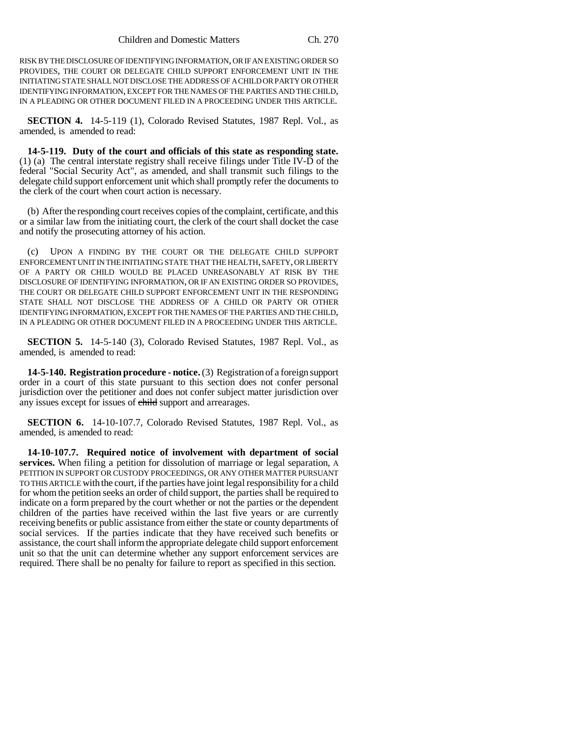RISK BY THE DISCLOSURE OF IDENTIFYING INFORMATION, OR IF AN EXISTING ORDER SO PROVIDES, THE COURT OR DELEGATE CHILD SUPPORT ENFORCEMENT UNIT IN THE INITIATING STATE SHALL NOT DISCLOSE THE ADDRESS OF A CHILD OR PARTY OR OTHER IDENTIFYING INFORMATION, EXCEPT FOR THE NAMES OF THE PARTIES AND THE CHILD, IN A PLEADING OR OTHER DOCUMENT FILED IN A PROCEEDING UNDER THIS ARTICLE.

**SECTION 4.** 14-5-119 (1), Colorado Revised Statutes, 1987 Repl. Vol., as amended, is amended to read:

**14-5-119. Duty of the court and officials of this state as responding state.** (1) (a) The central interstate registry shall receive filings under Title IV-D of the federal "Social Security Act", as amended, and shall transmit such filings to the delegate child support enforcement unit which shall promptly refer the documents to the clerk of the court when court action is necessary.

(b) After the responding court receives copies of the complaint, certificate, and this or a similar law from the initiating court, the clerk of the court shall docket the case and notify the prosecuting attorney of his action.

(c) UPON A FINDING BY THE COURT OR THE DELEGATE CHILD SUPPORT ENFORCEMENT UNIT IN THE INITIATING STATE THAT THE HEALTH, SAFETY, OR LIBERTY OF A PARTY OR CHILD WOULD BE PLACED UNREASONABLY AT RISK BY THE DISCLOSURE OF IDENTIFYING INFORMATION, OR IF AN EXISTING ORDER SO PROVIDES, THE COURT OR DELEGATE CHILD SUPPORT ENFORCEMENT UNIT IN THE RESPONDING STATE SHALL NOT DISCLOSE THE ADDRESS OF A CHILD OR PARTY OR OTHER IDENTIFYING INFORMATION, EXCEPT FOR THE NAMES OF THE PARTIES AND THE CHILD, IN A PLEADING OR OTHER DOCUMENT FILED IN A PROCEEDING UNDER THIS ARTICLE.

**SECTION 5.** 14-5-140 (3), Colorado Revised Statutes, 1987 Repl. Vol., as amended, is amended to read:

**14-5-140. Registration procedure - notice.** (3) Registration of a foreign support order in a court of this state pursuant to this section does not confer personal jurisdiction over the petitioner and does not confer subject matter jurisdiction over any issues except for issues of ~~child~~ support and arrearages.

**SECTION 6.** 14-10-107.7, Colorado Revised Statutes, 1987 Repl. Vol., as amended, is amended to read:

**14-10-107.7. Required notice of involvement with department of social services.** When filing a petition for dissolution of marriage or legal separation, A PETITION IN SUPPORT OR CUSTODY PROCEEDINGS, OR ANY OTHER MATTER PURSUANT TO THIS ARTICLE with the court, if the parties have joint legal responsibility for a child for whom the petition seeks an order of child support, the parties shall be required to indicate on a form prepared by the court whether or not the parties or the dependent children of the parties have received within the last five years or are currently receiving benefits or public assistance from either the state or county departments of social services. If the parties indicate that they have received such benefits or assistance, the court shall inform the appropriate delegate child support enforcement unit so that the unit can determine whether any support enforcement services are required. There shall be no penalty for failure to report as specified in this section.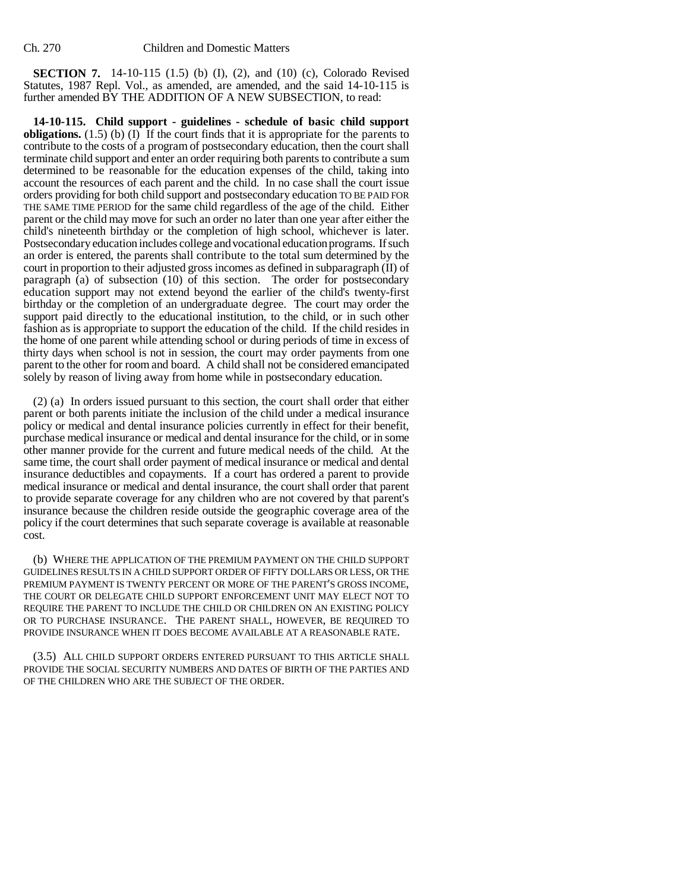**SECTION 7.** 14-10-115 (1.5) (b) (I), (2), and (10) (c), Colorado Revised Statutes, 1987 Repl. Vol., as amended, are amended, and the said 14-10-115 is further amended BY THE ADDITION OF A NEW SUBSECTION, to read:

**14-10-115. Child support - guidelines - schedule of basic child support obligations.** (1.5) (b) (I) If the court finds that it is appropriate for the parents to contribute to the costs of a program of postsecondary education, then the court shall terminate child support and enter an order requiring both parents to contribute a sum determined to be reasonable for the education expenses of the child, taking into account the resources of each parent and the child. In no case shall the court issue orders providing for both child support and postsecondary education TO BE PAID FOR THE SAME TIME PERIOD for the same child regardless of the age of the child. Either parent or the child may move for such an order no later than one year after either the child's nineteenth birthday or the completion of high school, whichever is later. Postsecondary education includes college and vocational education programs. If such an order is entered, the parents shall contribute to the total sum determined by the court in proportion to their adjusted gross incomes as defined in subparagraph (II) of paragraph (a) of subsection (10) of this section. The order for postsecondary education support may not extend beyond the earlier of the child's twenty-first birthday or the completion of an undergraduate degree. The court may order the support paid directly to the educational institution, to the child, or in such other fashion as is appropriate to support the education of the child. If the child resides in the home of one parent while attending school or during periods of time in excess of thirty days when school is not in session, the court may order payments from one parent to the other for room and board. A child shall not be considered emancipated solely by reason of living away from home while in postsecondary education.

(2) (a) In orders issued pursuant to this section, the court shall order that either parent or both parents initiate the inclusion of the child under a medical insurance policy or medical and dental insurance policies currently in effect for their benefit, purchase medical insurance or medical and dental insurance for the child, or in some other manner provide for the current and future medical needs of the child. At the same time, the court shall order payment of medical insurance or medical and dental insurance deductibles and copayments. If a court has ordered a parent to provide medical insurance or medical and dental insurance, the court shall order that parent to provide separate coverage for any children who are not covered by that parent's insurance because the children reside outside the geographic coverage area of the policy if the court determines that such separate coverage is available at reasonable cost.

(b) WHERE THE APPLICATION OF THE PREMIUM PAYMENT ON THE CHILD SUPPORT GUIDELINES RESULTS IN A CHILD SUPPORT ORDER OF FIFTY DOLLARS OR LESS, OR THE PREMIUM PAYMENT IS TWENTY PERCENT OR MORE OF THE PARENT'S GROSS INCOME, THE COURT OR DELEGATE CHILD SUPPORT ENFORCEMENT UNIT MAY ELECT NOT TO REQUIRE THE PARENT TO INCLUDE THE CHILD OR CHILDREN ON AN EXISTING POLICY OR TO PURCHASE INSURANCE. THE PARENT SHALL, HOWEVER, BE REQUIRED TO PROVIDE INSURANCE WHEN IT DOES BECOME AVAILABLE AT A REASONABLE RATE.

(3.5) ALL CHILD SUPPORT ORDERS ENTERED PURSUANT TO THIS ARTICLE SHALL PROVIDE THE SOCIAL SECURITY NUMBERS AND DATES OF BIRTH OF THE PARTIES AND OF THE CHILDREN WHO ARE THE SUBJECT OF THE ORDER.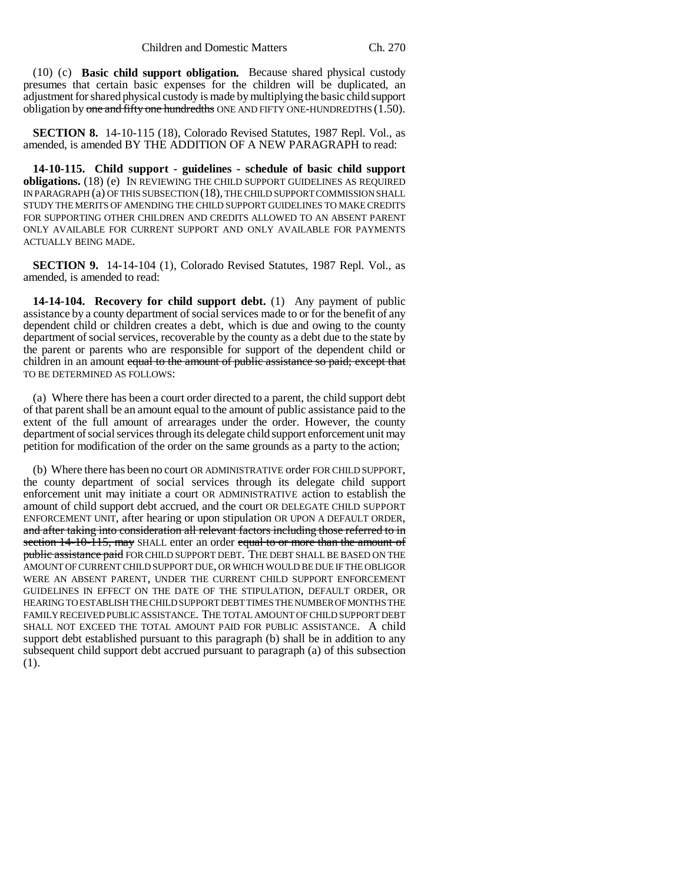(10) (c) **Basic child support obligation.** Because shared physical custody presumes that certain basic expenses for the children will be duplicated, an adjustment for shared physical custody is made by multiplying the basic child support obligation by ~~one and fifty one hundredths~~ ONE AND FIFTY ONE-HUNDREDTHS (1.50).

**SECTION 8.** 14-10-115 (18), Colorado Revised Statutes, 1987 Repl. Vol., as amended, is amended BY THE ADDITION OF A NEW PARAGRAPH to read:

**14-10-115. Child support - guidelines - schedule of basic child support obligations.** (18) (e) IN REVIEWING THE CHILD SUPPORT GUIDELINES AS REQUIRED IN PARAGRAPH (a) OF THIS SUBSECTION (18), THE CHILD SUPPORT COMMISSION SHALL STUDY THE MERITS OF AMENDING THE CHILD SUPPORT GUIDELINES TO MAKE CREDITS FOR SUPPORTING OTHER CHILDREN AND CREDITS ALLOWED TO AN ABSENT PARENT ONLY AVAILABLE FOR CURRENT SUPPORT AND ONLY AVAILABLE FOR PAYMENTS ACTUALLY BEING MADE.

**SECTION 9.** 14-14-104 (1), Colorado Revised Statutes, 1987 Repl. Vol., as amended, is amended to read:

**14-14-104. Recovery for child support debt.** (1) Any payment of public assistance by a county department of social services made to or for the benefit of any dependent child or children creates a debt, which is due and owing to the county department of social services, recoverable by the county as a debt due to the state by the parent or parents who are responsible for support of the dependent child or children in an amount ~~equal to the amount of public assistance so paid; except that~~ TO BE DETERMINED AS FOLLOWS:

(a) Where there has been a court order directed to a parent, the child support debt of that parent shall be an amount equal to the amount of public assistance paid to the extent of the full amount of arrearages under the order. However, the county department of social services through its delegate child support enforcement unit may petition for modification of the order on the same grounds as a party to the action;

(b) Where there has been no court OR ADMINISTRATIVE order FOR CHILD SUPPORT, the county department of social services through its delegate child support enforcement unit may initiate a court OR ADMINISTRATIVE action to establish the amount of child support debt accrued, and the court OR DELEGATE CHILD SUPPORT ENFORCEMENT UNIT, after hearing or upon stipulation OR UPON A DEFAULT ORDER, ~~and after taking into consideration all relevant factors including those referred to in section 14-10-115, may~~ SHALL enter an order ~~equal to or more than the amount of public assistance paid~~ FOR CHILD SUPPORT DEBT. THE DEBT SHALL BE BASED ON THE AMOUNT OF CURRENT CHILD SUPPORT DUE, OR WHICH WOULD BE DUE IF THE OBLIGOR WERE AN ABSENT PARENT, UNDER THE CURRENT CHILD SUPPORT ENFORCEMENT GUIDELINES IN EFFECT ON THE DATE OF THE STIPULATION, DEFAULT ORDER, OR HEARING TO ESTABLISH THE CHILD SUPPORT DEBT TIMES THE NUMBER OF MONTHS THE FAMILY RECEIVED PUBLIC ASSISTANCE. THE TOTAL AMOUNT OF CHILD SUPPORT DEBT SHALL NOT EXCEED THE TOTAL AMOUNT PAID FOR PUBLIC ASSISTANCE. A child support debt established pursuant to this paragraph (b) shall be in addition to any subsequent child support debt accrued pursuant to paragraph (a) of this subsection (1).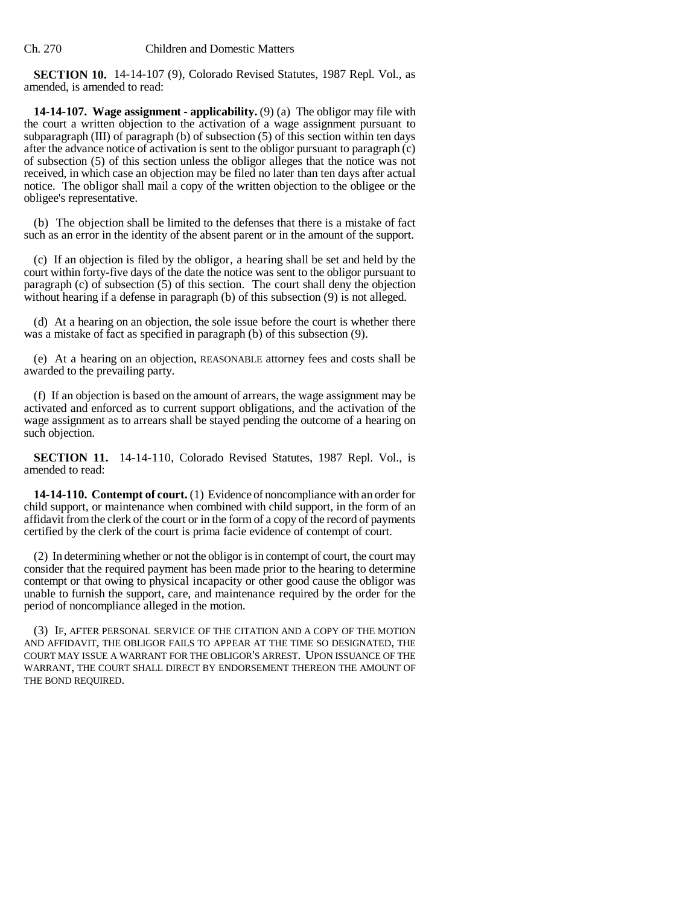**SECTION 10.** 14-14-107 (9), Colorado Revised Statutes, 1987 Repl. Vol., as amended, is amended to read:

**14-14-107. Wage assignment - applicability.** (9) (a) The obligor may file with the court a written objection to the activation of a wage assignment pursuant to subparagraph (III) of paragraph (b) of subsection (5) of this section within ten days after the advance notice of activation is sent to the obligor pursuant to paragraph (c) of subsection (5) of this section unless the obligor alleges that the notice was not received, in which case an objection may be filed no later than ten days after actual notice. The obligor shall mail a copy of the written objection to the obligee or the obligee's representative.

(b) The objection shall be limited to the defenses that there is a mistake of fact such as an error in the identity of the absent parent or in the amount of the support.

(c) If an objection is filed by the obligor, a hearing shall be set and held by the court within forty-five days of the date the notice was sent to the obligor pursuant to paragraph (c) of subsection (5) of this section. The court shall deny the objection without hearing if a defense in paragraph (b) of this subsection (9) is not alleged.

(d) At a hearing on an objection, the sole issue before the court is whether there was a mistake of fact as specified in paragraph (b) of this subsection (9).

(e) At a hearing on an objection, REASONABLE attorney fees and costs shall be awarded to the prevailing party.

(f) If an objection is based on the amount of arrears, the wage assignment may be activated and enforced as to current support obligations, and the activation of the wage assignment as to arrears shall be stayed pending the outcome of a hearing on such objection.

**SECTION 11.** 14-14-110, Colorado Revised Statutes, 1987 Repl. Vol., is amended to read:

**14-14-110. Contempt of court.** (1) Evidence of noncompliance with an order for child support, or maintenance when combined with child support, in the form of an affidavit from the clerk of the court or in the form of a copy of the record of payments certified by the clerk of the court is prima facie evidence of contempt of court.

(2) In determining whether or not the obligor is in contempt of court, the court may consider that the required payment has been made prior to the hearing to determine contempt or that owing to physical incapacity or other good cause the obligor was unable to furnish the support, care, and maintenance required by the order for the period of noncompliance alleged in the motion.

(3) IF, AFTER PERSONAL SERVICE OF THE CITATION AND A COPY OF THE MOTION AND AFFIDAVIT, THE OBLIGOR FAILS TO APPEAR AT THE TIME SO DESIGNATED, THE COURT MAY ISSUE A WARRANT FOR THE OBLIGOR'S ARREST. UPON ISSUANCE OF THE WARRANT, THE COURT SHALL DIRECT BY ENDORSEMENT THEREON THE AMOUNT OF THE BOND REQUIRED.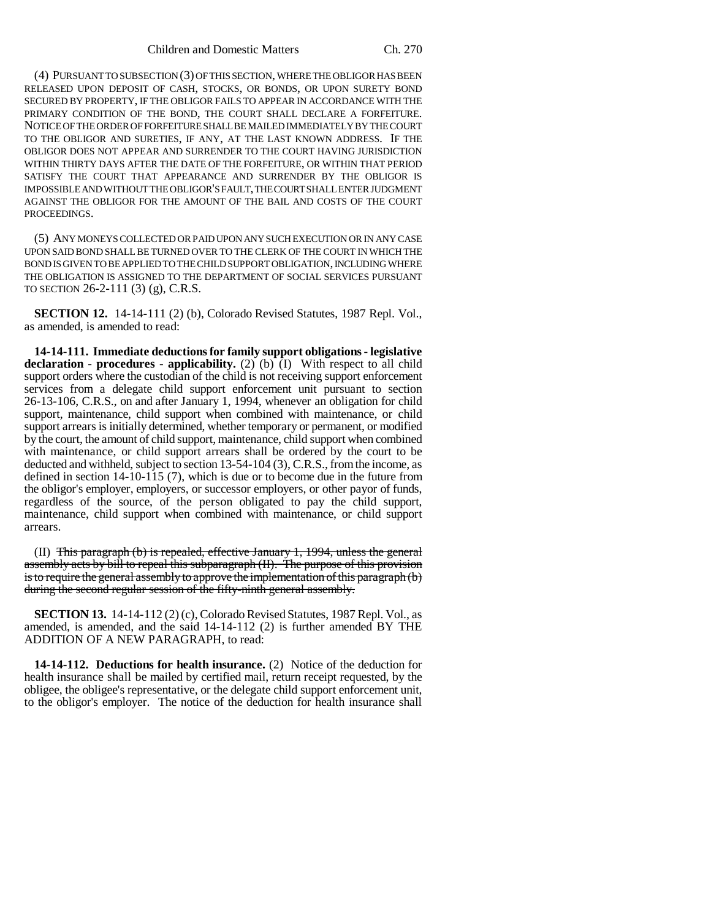(4) PURSUANT TO SUBSECTION (3) OF THIS SECTION, WHERE THE OBLIGOR HAS BEEN RELEASED UPON DEPOSIT OF CASH, STOCKS, OR BONDS, OR UPON SURETY BOND SECURED BY PROPERTY, IF THE OBLIGOR FAILS TO APPEAR IN ACCORDANCE WITH THE PRIMARY CONDITION OF THE BOND, THE COURT SHALL DECLARE A FORFEITURE. NOTICE OF THE ORDER OF FORFEITURE SHALL BE MAILED IMMEDIATELY BY THE COURT TO THE OBLIGOR AND SURETIES, IF ANY, AT THE LAST KNOWN ADDRESS. IF THE OBLIGOR DOES NOT APPEAR AND SURRENDER TO THE COURT HAVING JURISDICTION WITHIN THIRTY DAYS AFTER THE DATE OF THE FORFEITURE, OR WITHIN THAT PERIOD SATISFY THE COURT THAT APPEARANCE AND SURRENDER BY THE OBLIGOR IS IMPOSSIBLE AND WITHOUT THE OBLIGOR'S FAULT, THE COURT SHALL ENTER JUDGMENT AGAINST THE OBLIGOR FOR THE AMOUNT OF THE BAIL AND COSTS OF THE COURT PROCEEDINGS.

(5) ANY MONEYS COLLECTED OR PAID UPON ANY SUCH EXECUTION OR IN ANY CASE UPON SAID BOND SHALL BE TURNED OVER TO THE CLERK OF THE COURT IN WHICH THE BOND IS GIVEN TO BE APPLIED TO THE CHILD SUPPORT OBLIGATION, INCLUDING WHERE THE OBLIGATION IS ASSIGNED TO THE DEPARTMENT OF SOCIAL SERVICES PURSUANT TO SECTION 26-2-111 (3) (g), C.R.S.

**SECTION 12.** 14-14-111 (2) (b), Colorado Revised Statutes, 1987 Repl. Vol., as amended, is amended to read:

**14-14-111. Immediate deductions for family support obligations - legislative declaration - procedures - applicability.** (2) (b) (I) With respect to all child support orders where the custodian of the child is not receiving support enforcement services from a delegate child support enforcement unit pursuant to section 26-13-106, C.R.S., on and after January 1, 1994, whenever an obligation for child support, maintenance, child support when combined with maintenance, or child support arrears is initially determined, whether temporary or permanent, or modified by the court, the amount of child support, maintenance, child support when combined with maintenance, or child support arrears shall be ordered by the court to be deducted and withheld, subject to section 13-54-104 (3), C.R.S., from the income, as defined in section 14-10-115 (7), which is due or to become due in the future from the obligor's employer, employers, or successor employers, or other payor of funds, regardless of the source, of the person obligated to pay the child support, maintenance, child support when combined with maintenance, or child support arrears.

(II) ~~This paragraph (b) is repealed, effective January 1, 1994, unless the general assembly acts by bill to repeal this subparagraph (II). The purpose of this provision is to require the general assembly to approve the implementation of this paragraph (b) during the second regular session of the fifty-ninth general assembly.~~

**SECTION 13.** 14-14-112 (2) (c), Colorado Revised Statutes, 1987 Repl. Vol., as amended, is amended, and the said 14-14-112 (2) is further amended BY THE ADDITION OF A NEW PARAGRAPH, to read:

**14-14-112. Deductions for health insurance.** (2) Notice of the deduction for health insurance shall be mailed by certified mail, return receipt requested, by the obligee, the obligee's representative, or the delegate child support enforcement unit, to the obligor's employer. The notice of the deduction for health insurance shall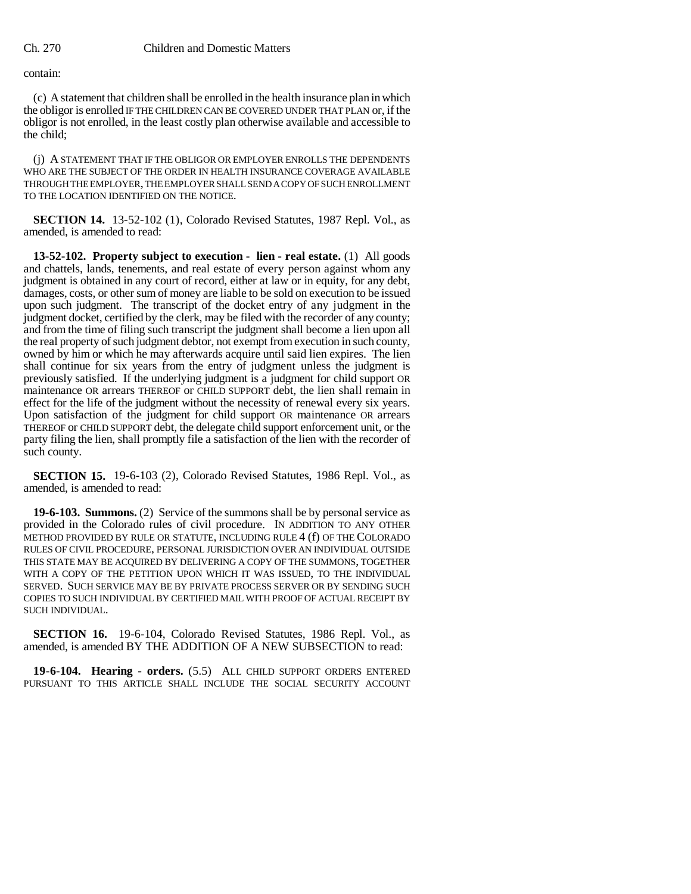contain:

(c) A statement that children shall be enrolled in the health insurance plan in which the obligor is enrolled IF THE CHILDREN CAN BE COVERED UNDER THAT PLAN or, if the obligor is not enrolled, in the least costly plan otherwise available and accessible to the child;

(j) A STATEMENT THAT IF THE OBLIGOR OR EMPLOYER ENROLLS THE DEPENDENTS WHO ARE THE SUBJECT OF THE ORDER IN HEALTH INSURANCE COVERAGE AVAILABLE THROUGH THE EMPLOYER, THE EMPLOYER SHALL SEND A COPY OF SUCH ENROLLMENT TO THE LOCATION IDENTIFIED ON THE NOTICE.

**SECTION 14.** 13-52-102 (1), Colorado Revised Statutes, 1987 Repl. Vol., as amended, is amended to read:

**13-52-102. Property subject to execution - lien - real estate.** (1) All goods and chattels, lands, tenements, and real estate of every person against whom any judgment is obtained in any court of record, either at law or in equity, for any debt, damages, costs, or other sum of money are liable to be sold on execution to be issued upon such judgment. The transcript of the docket entry of any judgment in the judgment docket, certified by the clerk, may be filed with the recorder of any county; and from the time of filing such transcript the judgment shall become a lien upon all the real property of such judgment debtor, not exempt from execution in such county, owned by him or which he may afterwards acquire until said lien expires. The lien shall continue for six years from the entry of judgment unless the judgment is previously satisfied. If the underlying judgment is a judgment for child support OR maintenance OR arrears THEREOF or CHILD SUPPORT debt, the lien shall remain in effect for the life of the judgment without the necessity of renewal every six years. Upon satisfaction of the judgment for child support OR maintenance OR arrears THEREOF or CHILD SUPPORT debt, the delegate child support enforcement unit, or the party filing the lien, shall promptly file a satisfaction of the lien with the recorder of such county.

**SECTION 15.** 19-6-103 (2), Colorado Revised Statutes, 1986 Repl. Vol., as amended, is amended to read:

**19-6-103. Summons.** (2) Service of the summons shall be by personal service as provided in the Colorado rules of civil procedure. IN ADDITION TO ANY OTHER METHOD PROVIDED BY RULE OR STATUTE, INCLUDING RULE 4 (f) OF THE COLORADO RULES OF CIVIL PROCEDURE, PERSONAL JURISDICTION OVER AN INDIVIDUAL OUTSIDE THIS STATE MAY BE ACQUIRED BY DELIVERING A COPY OF THE SUMMONS, TOGETHER WITH A COPY OF THE PETITION UPON WHICH IT WAS ISSUED, TO THE INDIVIDUAL SERVED. SUCH SERVICE MAY BE BY PRIVATE PROCESS SERVER OR BY SENDING SUCH COPIES TO SUCH INDIVIDUAL BY CERTIFIED MAIL WITH PROOF OF ACTUAL RECEIPT BY SUCH INDIVIDUAL.

**SECTION 16.** 19-6-104, Colorado Revised Statutes, 1986 Repl. Vol., as amended, is amended BY THE ADDITION OF A NEW SUBSECTION to read:

**19-6-104. Hearing - orders.** (5.5) ALL CHILD SUPPORT ORDERS ENTERED PURSUANT TO THIS ARTICLE SHALL INCLUDE THE SOCIAL SECURITY ACCOUNT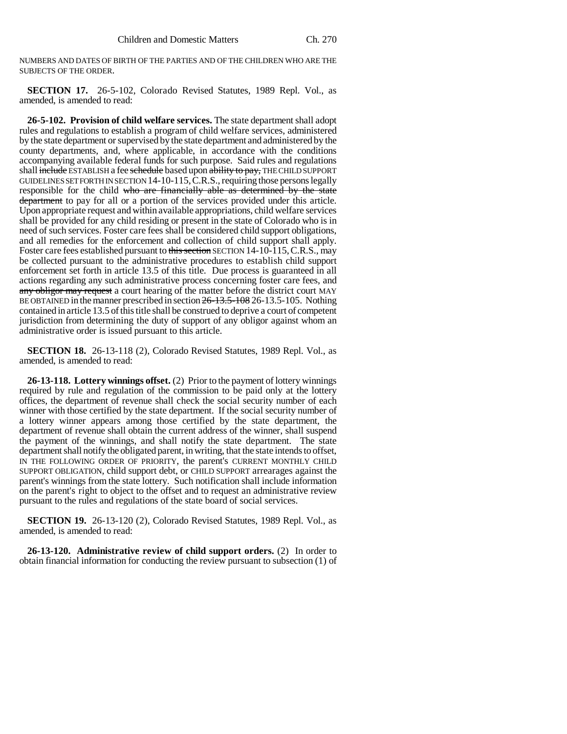NUMBERS AND DATES OF BIRTH OF THE PARTIES AND OF THE CHILDREN WHO ARE THE SUBJECTS OF THE ORDER.

**SECTION 17.** 26-5-102, Colorado Revised Statutes, 1989 Repl. Vol., as amended, is amended to read:

**26-5-102. Provision of child welfare services.** The state department shall adopt rules and regulations to establish a program of child welfare services, administered by the state department or supervised by the state department and administered by the county departments, and, where applicable, in accordance with the conditions accompanying available federal funds for such purpose. Said rules and regulations shall ~~include~~ ESTABLISH a fee ~~schedule~~ based upon ~~ability to pay,~~ THE CHILD SUPPORT GUIDELINES SET FORTH IN SECTION 14-10-115, C.R.S., requiring those persons legally responsible for the child ~~who are financially able as determined by the state department~~ to pay for all or a portion of the services provided under this article. Upon appropriate request and within available appropriations, child welfare services shall be provided for any child residing or present in the state of Colorado who is in need of such services. Foster care fees shall be considered child support obligations, and all remedies for the enforcement and collection of child support shall apply. Foster care fees established pursuant to ~~this section~~ SECTION 14-10-115, C.R.S., may be collected pursuant to the administrative procedures to establish child support enforcement set forth in article 13.5 of this title. Due process is guaranteed in all actions regarding any such administrative process concerning foster care fees, and ~~any obligor may request~~ a court hearing of the matter before the district court MAY BE OBTAINED in the manner prescribed in section ~~26-13.5-108~~ 26-13.5-105. Nothing contained in article 13.5 of this title shall be construed to deprive a court of competent jurisdiction from determining the duty of support of any obligor against whom an administrative order is issued pursuant to this article.

**SECTION 18.** 26-13-118 (2), Colorado Revised Statutes, 1989 Repl. Vol., as amended, is amended to read:

**26-13-118. Lottery winnings offset.** (2) Prior to the payment of lottery winnings required by rule and regulation of the commission to be paid only at the lottery offices, the department of revenue shall check the social security number of each winner with those certified by the state department. If the social security number of a lottery winner appears among those certified by the state department, the department of revenue shall obtain the current address of the winner, shall suspend the payment of the winnings, and shall notify the state department. The state department shall notify the obligated parent, in writing, that the state intends to offset, IN THE FOLLOWING ORDER OF PRIORITY, the parent's CURRENT MONTHLY CHILD SUPPORT OBLIGATION, child support debt, or CHILD SUPPORT arrearages against the parent's winnings from the state lottery. Such notification shall include information on the parent's right to object to the offset and to request an administrative review pursuant to the rules and regulations of the state board of social services.

**SECTION 19.** 26-13-120 (2), Colorado Revised Statutes, 1989 Repl. Vol., as amended, is amended to read:

**26-13-120. Administrative review of child support orders.** (2) In order to obtain financial information for conducting the review pursuant to subsection (1) of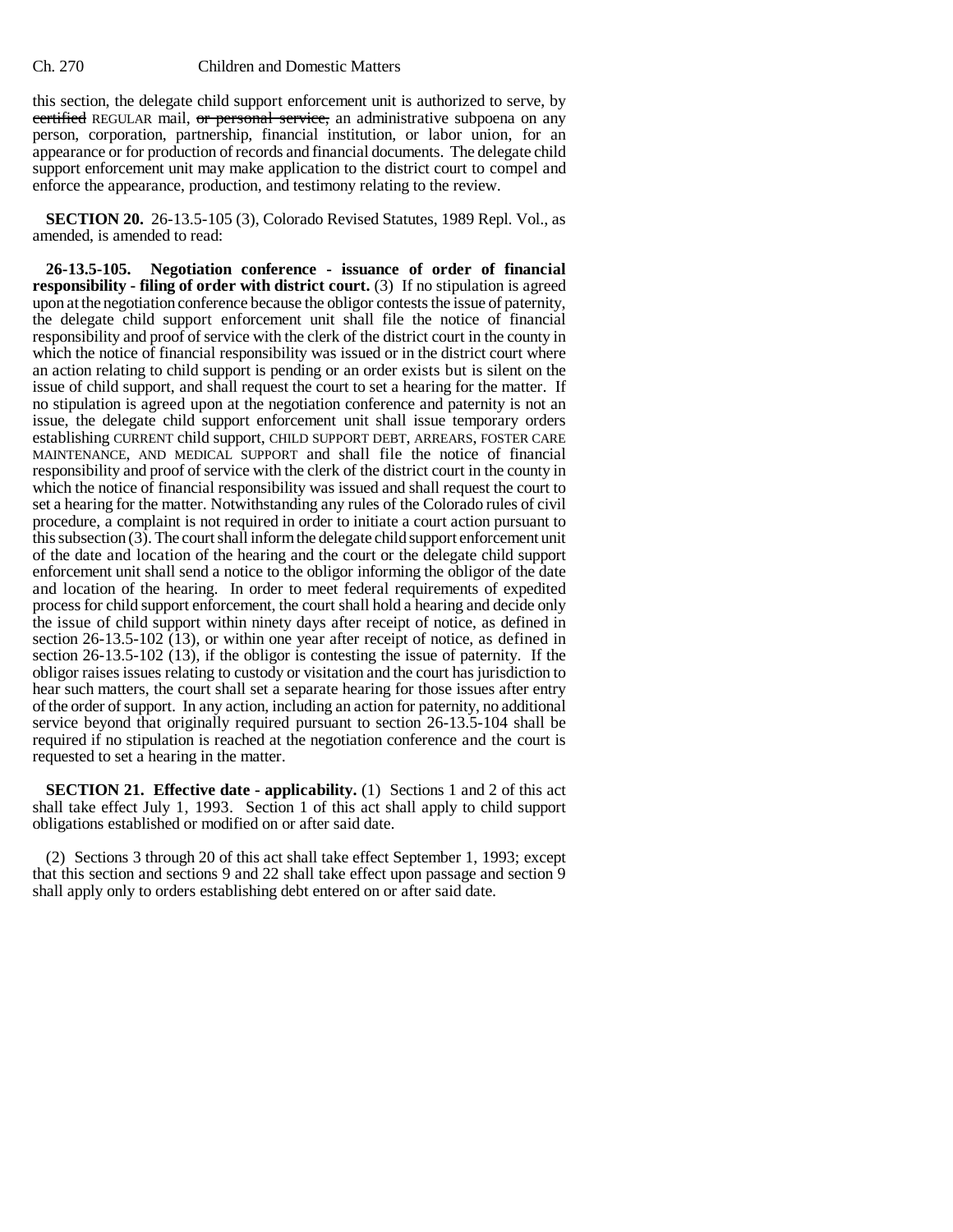this section, the delegate child support enforcement unit is authorized to serve, by ~~certified~~ REGULAR mail, ~~or personal service,~~ an administrative subpoena on any person, corporation, partnership, financial institution, or labor union, for an appearance or for production of records and financial documents. The delegate child support enforcement unit may make application to the district court to compel and enforce the appearance, production, and testimony relating to the review.

**SECTION 20.** 26-13.5-105 (3), Colorado Revised Statutes, 1989 Repl. Vol., as amended, is amended to read:

**26-13.5-105. Negotiation conference - issuance of order of financial responsibility - filing of order with district court.** (3) If no stipulation is agreed upon at the negotiation conference because the obligor contests the issue of paternity, the delegate child support enforcement unit shall file the notice of financial responsibility and proof of service with the clerk of the district court in the county in which the notice of financial responsibility was issued or in the district court where an action relating to child support is pending or an order exists but is silent on the issue of child support, and shall request the court to set a hearing for the matter. If no stipulation is agreed upon at the negotiation conference and paternity is not an issue, the delegate child support enforcement unit shall issue temporary orders establishing CURRENT child support, CHILD SUPPORT DEBT, ARREARS, FOSTER CARE MAINTENANCE, AND MEDICAL SUPPORT and shall file the notice of financial responsibility and proof of service with the clerk of the district court in the county in which the notice of financial responsibility was issued and shall request the court to set a hearing for the matter. Notwithstanding any rules of the Colorado rules of civil procedure, a complaint is not required in order to initiate a court action pursuant to this subsection (3). The court shall inform the delegate child support enforcement unit of the date and location of the hearing and the court or the delegate child support enforcement unit shall send a notice to the obligor informing the obligor of the date and location of the hearing. In order to meet federal requirements of expedited process for child support enforcement, the court shall hold a hearing and decide only the issue of child support within ninety days after receipt of notice, as defined in section 26-13.5-102 (13), or within one year after receipt of notice, as defined in section 26-13.5-102 (13), if the obligor is contesting the issue of paternity. If the obligor raises issues relating to custody or visitation and the court has jurisdiction to hear such matters, the court shall set a separate hearing for those issues after entry of the order of support. In any action, including an action for paternity, no additional service beyond that originally required pursuant to section 26-13.5-104 shall be required if no stipulation is reached at the negotiation conference and the court is requested to set a hearing in the matter.

**SECTION 21. Effective date - applicability.** (1) Sections 1 and 2 of this act shall take effect July 1, 1993. Section 1 of this act shall apply to child support obligations established or modified on or after said date.

(2) Sections 3 through 20 of this act shall take effect September 1, 1993; except that this section and sections 9 and 22 shall take effect upon passage and section 9 shall apply only to orders establishing debt entered on or after said date.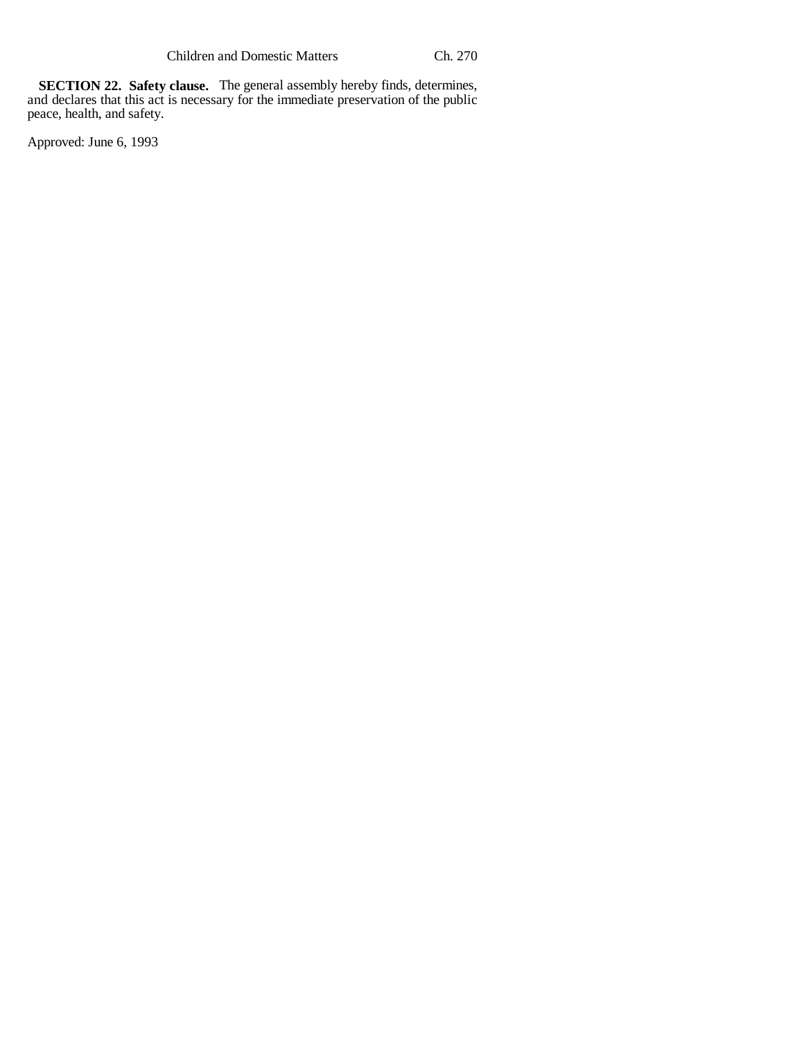**SECTION 22. Safety clause.** The general assembly hereby finds, determines, and declares that this act is necessary for the immediate preservation of the public peace, health, and safety.

Approved: June 6, 1993